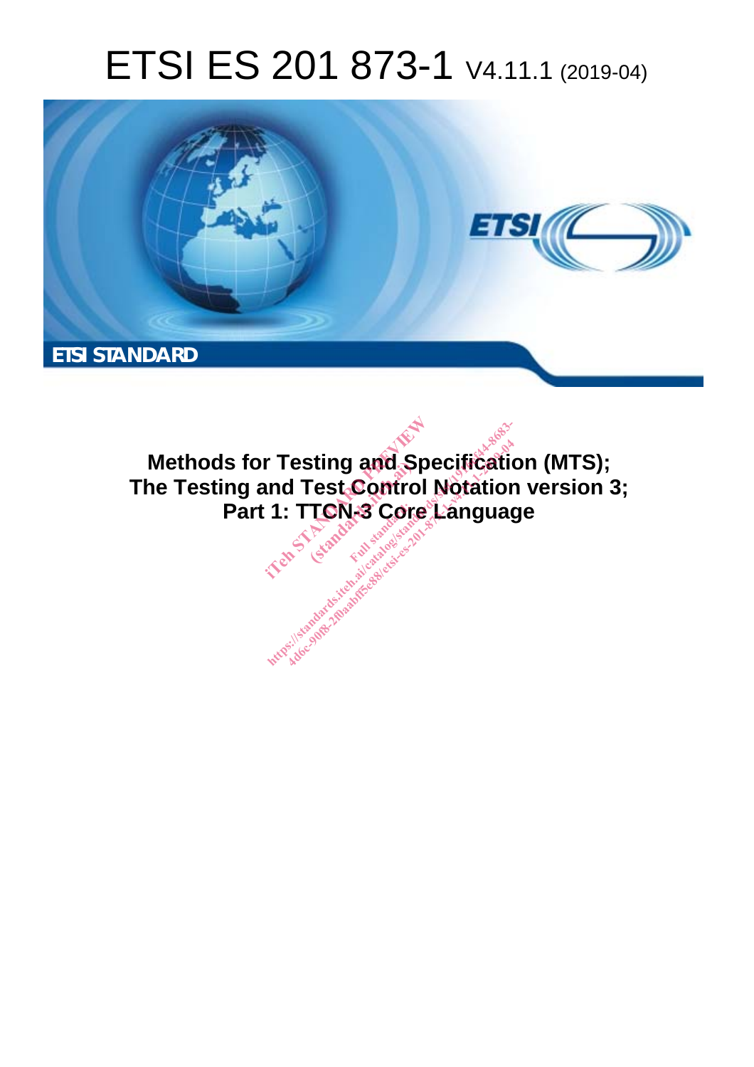# ETSI ES 201 873-1 V4.11.1 (2019-04)

ETSI STANDARD

**Methods for Testing and Specification (MTS); The Testing and Test Control Notation version 3; Part 1: TTCN-3 Core Language**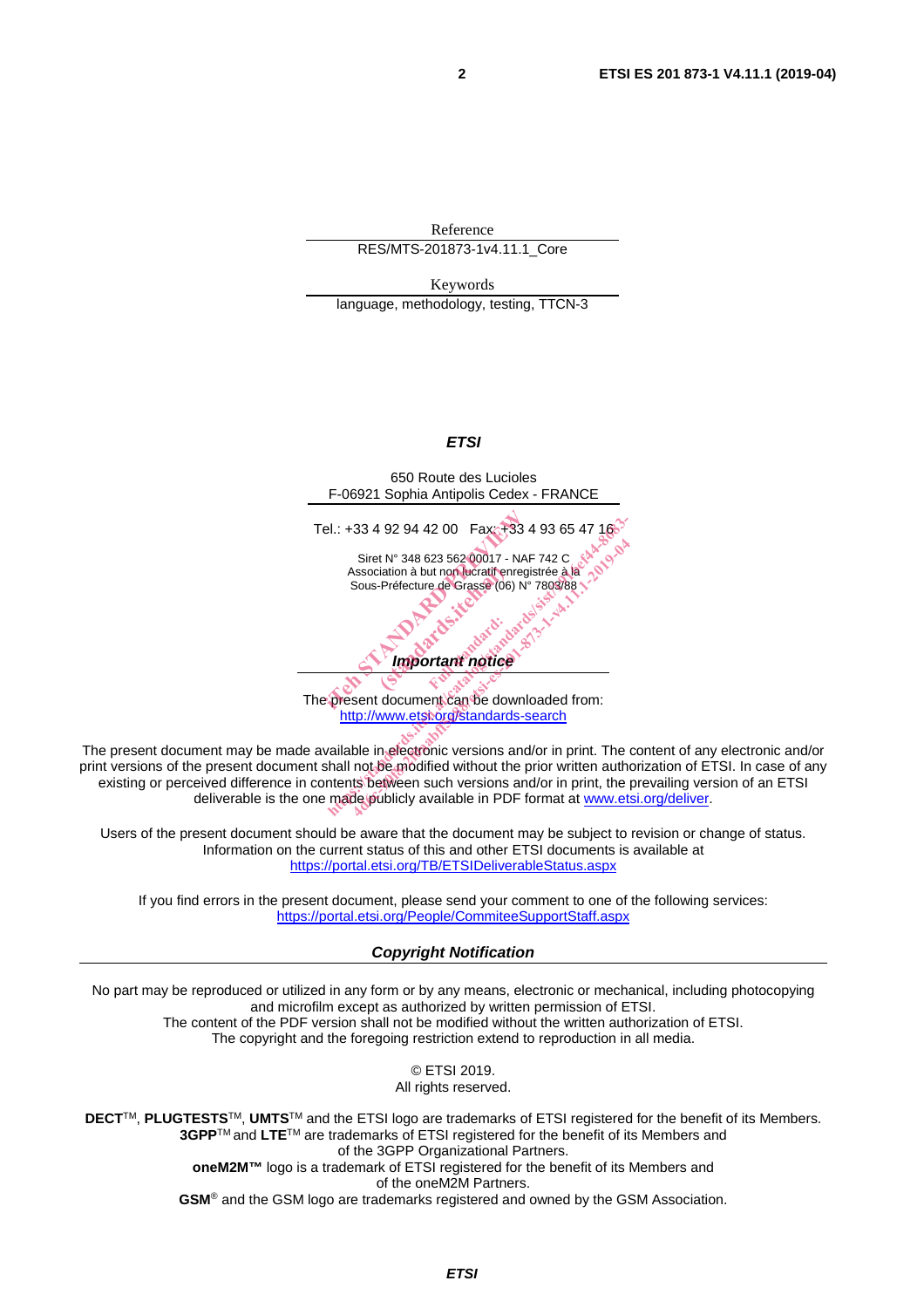Reference

RES/MTS-201873-1v4.11.1_Core

Keywords

language, methodology, testing, TTCN-3

***ETSI***

650 Route des Lucioles
F-06921 Sophia Antipolis Cedex - FRANCE

Tel.: +33 4 92 94 42 00 Fax: +33 4 93 65 47 16

Siret N° 348 623 562 00017 - NAF 742 C
Association à but non lucratif enregistrée à la
Sous-Préfecture de Grasse (06) N° 7803/88

***Important notice***

The present document can be downloaded from:
http://www.etsi.org/standards-search

The present document may be made available in electronic versions and/or in print. The content of any electronic and/or print versions of the present document shall not be modified without the prior written authorization of ETSI. In case of any existing or perceived difference in contents between such versions and/or in print, the prevailing version of an ETSI deliverable is the one made publicly available in PDF format at www.etsi.org/deliver.

Users of the present document should be aware that the document may be subject to revision or change of status. Information on the current status of this and other ETSI documents is available at https://portal.etsi.org/TB/ETSIDeliverableStatus.aspx

If you find errors in the present document, please send your comment to one of the following services:
https://portal.etsi.org/People/CommiteeSupportStaff.aspx

***Copyright Notification***

No part may be reproduced or utilized in any form or by any means, electronic or mechanical, including photocopying and microfilm except as authorized by written permission of ETSI.
The content of the PDF version shall not be modified without the written authorization of ETSI.
The copyright and the foregoing restriction extend to reproduction in all media.

© ETSI 2019.
All rights reserved.

**DECT**™, **PLUGTESTS**™, **UMTS**™ and the ETSI logo are trademarks of ETSI registered for the benefit of its Members.
**3GPP**™ and **LTE**™ are trademarks of ETSI registered for the benefit of its Members and of the 3GPP Organizational Partners.
**oneM2M™** logo is a trademark of ETSI registered for the benefit of its Members and of the oneM2M Partners.
**GSM**® and the GSM logo are trademarks registered and owned by the GSM Association.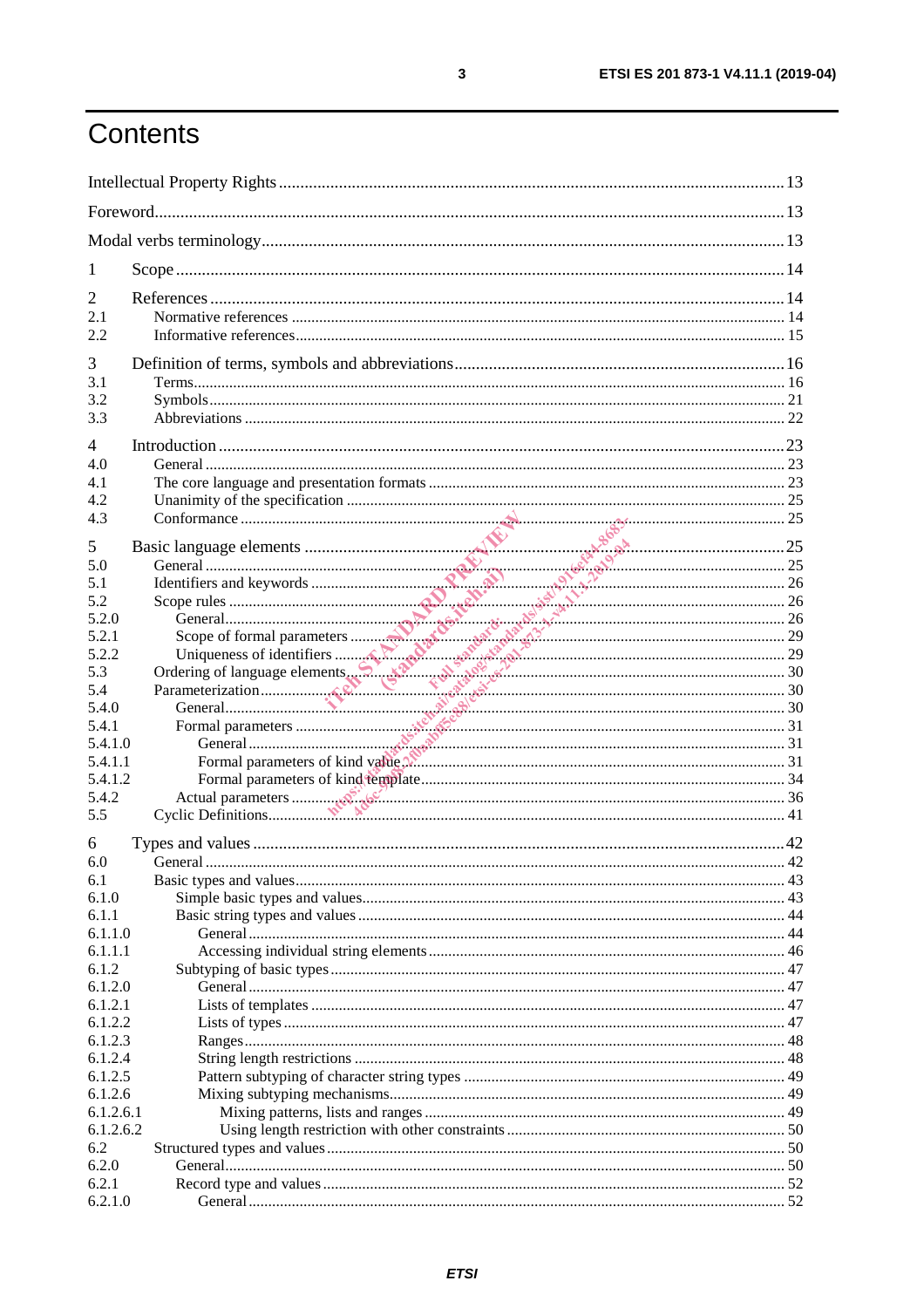# Contents

Intellectual Property Rights ........................................................................................................ 13

Foreword ........................................................................................................................................ 13

Modal verbs terminology ............................................................................................................... 13

1 Scope ........................................................................................................................................... 14

2 References .................................................................................................................................... 14
2.1 Normative references ................................................................................................................ 14
2.2 Informative references .............................................................................................................. 15

3 Definition of terms, symbols and abbreviations ........................................................................... 16
3.1 Terms ........................................................................................................................................ 16
3.2 Symbols .................................................................................................................................... 21
3.3 Abbreviations ............................................................................................................................ 22

4 Introduction ................................................................................................................................... 23
4.0 General ...................................................................................................................................... 23
4.1 The core language and presentation formats ............................................................................ 23
4.2 Unanimity of the specification ................................................................................................... 25
4.3 Conformance ............................................................................................................................. 25

5 Basic language elements ............................................................................................................... 25
5.0 General ...................................................................................................................................... 25
5.1 Identifiers and keywords ........................................................................................................... 26
5.2 Scope rules ................................................................................................................................ 26
5.2.0 General .................................................................................................................................... 26
5.2.1 Scope of formal parameters ................................................................................................... 29
5.2.2 Uniqueness of identifiers ........................................................................................................ 29
5.3 Ordering of language elements ................................................................................................. 30
5.4 Parameterization ....................................................................................................................... 30
5.4.0 General .................................................................................................................................... 30
5.4.1 Formal parameters .................................................................................................................. 31
5.4.1.0 General ................................................................................................................................ 31
5.4.1.1 Formal parameters of kind value ......................................................................................... 31
5.4.1.2 Formal parameters of kind template .................................................................................... 34
5.4.2 Actual parameters ................................................................................................................... 36
5.5 Cyclic Definitions ...................................................................................................................... 41

6 Types and values ............................................................................................................................ 42
6.0 General ...................................................................................................................................... 42
6.1 Basic types and values .............................................................................................................. 43
6.1.0 Simple basic types and values ................................................................................................ 43
6.1.1 Basic string types and values .................................................................................................. 44
6.1.1.0 General ................................................................................................................................ 44
6.1.1.1 Accessing individual string elements .................................................................................. 46
6.1.2 Subtyping of basic types ......................................................................................................... 47
6.1.2.0 General ................................................................................................................................ 47
6.1.2.1 Lists of templates ................................................................................................................ 47
6.1.2.2 Lists of types ....................................................................................................................... 47
6.1.2.3 Ranges ................................................................................................................................. 48
6.1.2.4 String length restrictions ..................................................................................................... 48
6.1.2.5 Pattern subtyping of character string types ........................................................................ 49
6.1.2.6 Mixing subtyping mechanisms ............................................................................................. 49
6.1.2.6.1 Mixing patterns, lists and ranges ...................................................................................... 49
6.1.2.6.2 Using length restriction with other constraints ................................................................. 50
6.2 Structured types and values ....................................................................................................... 50
6.2.0 General .................................................................................................................................... 50
6.2.1 Record type and values ........................................................................................................... 52
6.2.1.0 General ................................................................................................................................ 52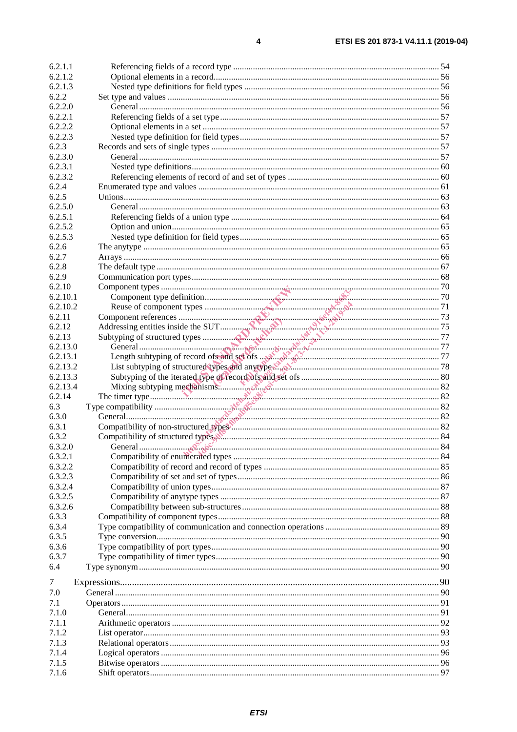| | | |
|---|---|---|
| 6.2.1.1 | Referencing fields of a record type | 54 |
| 6.2.1.2 | Optional elements in a record | 56 |
| 6.2.1.3 | Nested type definitions for field types | 56 |
| 6.2.2 | Set type and values | 56 |
| 6.2.2.0 | General | 56 |
| 6.2.2.1 | Referencing fields of a set type | 57 |
| 6.2.2.2 | Optional elements in a set | 57 |
| 6.2.2.3 | Nested type definition for field types | 57 |
| 6.2.3 | Records and sets of single types | 57 |
| 6.2.3.0 | General | 57 |
| 6.2.3.1 | Nested type definitions | 60 |
| 6.2.3.2 | Referencing elements of record of and set of types | 60 |
| 6.2.4 | Enumerated type and values | 61 |
| 6.2.5 | Unions | 63 |
| 6.2.5.0 | General | 63 |
| 6.2.5.1 | Referencing fields of a union type | 64 |
| 6.2.5.2 | Option and union | 65 |
| 6.2.5.3 | Nested type definition for field types | 65 |
| 6.2.6 | The anytype | 65 |
| 6.2.7 | Arrays | 66 |
| 6.2.8 | The default type | 67 |
| 6.2.9 | Communication port types | 68 |
| 6.2.10 | Component types | 70 |
| 6.2.10.1 | Component type definition | 70 |
| 6.2.10.2 | Reuse of component types | 71 |
| 6.2.11 | Component references | 73 |
| 6.2.12 | Addressing entities inside the SUT | 75 |
| 6.2.13 | Subtyping of structured types | 77 |
| 6.2.13.0 | General | 77 |
| 6.2.13.1 | Length subtyping of record ofs and set ofs | 77 |
| 6.2.13.2 | List subtyping of structured types and anytype | 78 |
| 6.2.13.3 | Subtyping of the iterated type of record ofs and set ofs | 80 |
| 6.2.13.4 | Mixing subtyping mechanisms | 82 |
| 6.2.14 | The timer type | 82 |
| 6.3 | Type compatibility | 82 |
| 6.3.0 | General | 82 |
| 6.3.1 | Compatibility of non-structured types | 82 |
| 6.3.2 | Compatibility of structured types | 84 |
| 6.3.2.0 | General | 84 |
| 6.3.2.1 | Compatibility of enumerated types | 84 |
| 6.3.2.2 | Compatibility of record and record of types | 85 |
| 6.3.2.3 | Compatibility of set and set of types | 86 |
| 6.3.2.4 | Compatibility of union types | 87 |
| 6.3.2.5 | Compatibility of anytype types | 87 |
| 6.3.2.6 | Compatibility between sub-structures | 88 |
| 6.3.3 | Compatibility of component types | 88 |
| 6.3.4 | Type compatibility of communication and connection operations | 89 |
| 6.3.5 | Type conversion | 90 |
| 6.3.6 | Type compatibility of port types | 90 |
| 6.3.7 | Type compatibility of timer types | 90 |
| 6.4 | Type synonym | 90 |
| 7 | Expressions | 90 |
| 7.0 | General | 90 |
| 7.1 | Operators | 91 |
| 7.1.0 | General | 91 |
| 7.1.1 | Arithmetic operators | 92 |
| 7.1.2 | List operator | 93 |
| 7.1.3 | Relational operators | 93 |
| 7.1.4 | Logical operators | 96 |
| 7.1.5 | Bitwise operators | 96 |
| 7.1.6 | Shift operators | 97 |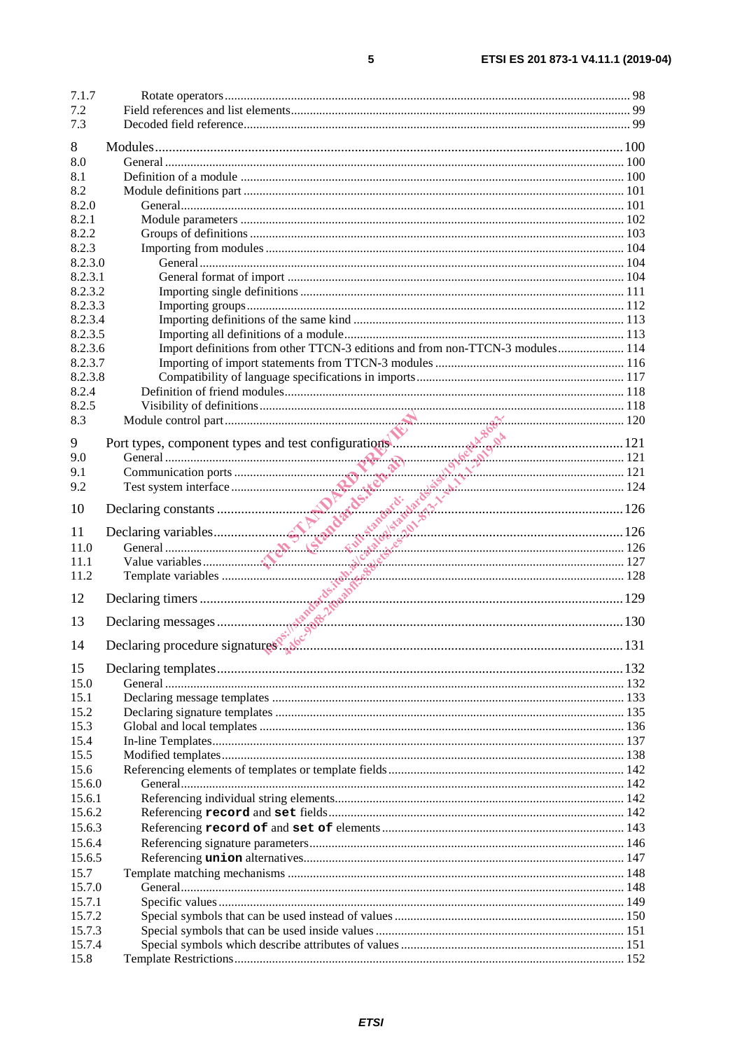7.1.7 Rotate operators ... 98
7.2 Field references and list elements ... 99
7.3 Decoded field reference ... 99

8 Modules ... 100
8.0 General ... 100
8.1 Definition of a module ... 100
8.2 Module definitions part ... 101
8.2.0 General ... 101
8.2.1 Module parameters ... 102
8.2.2 Groups of definitions ... 103
8.2.3 Importing from modules ... 104
8.2.3.0 General ... 104
8.2.3.1 General format of import ... 104
8.2.3.2 Importing single definitions ... 111
8.2.3.3 Importing groups ... 112
8.2.3.4 Importing definitions of the same kind ... 113
8.2.3.5 Importing all definitions of a module ... 113
8.2.3.6 Import definitions from other TTCN-3 editions and from non-TTCN-3 modules ... 114
8.2.3.7 Importing of import statements from TTCN-3 modules ... 116
8.2.3.8 Compatibility of language specifications in imports ... 117
8.2.4 Definition of friend modules ... 118
8.2.5 Visibility of definitions ... 118
8.3 Module control part ... 120

9 Port types, component types and test configurations ... 121
9.0 General ... 121
9.1 Communication ports ... 121
9.2 Test system interface ... 124

10 Declaring constants ... 126

11 Declaring variables ... 126
11.0 General ... 126
11.1 Value variables ... 127
11.2 Template variables ... 128

12 Declaring timers ... 129

13 Declaring messages ... 130

14 Declaring procedure signatures ... 131

15 Declaring templates ... 132
15.0 General ... 132
15.1 Declaring message templates ... 133
15.2 Declaring signature templates ... 135
15.3 Global and local templates ... 136
15.4 In-line Templates ... 137
15.5 Modified templates ... 138
15.6 Referencing elements of templates or template fields ... 142
15.6.0 General ... 142
15.6.1 Referencing individual string elements ... 142
15.6.2 Referencing **record** and **set** fields ... 142
15.6.3 Referencing **record of** and **set of** elements ... 143
15.6.4 Referencing signature parameters ... 146
15.6.5 Referencing **union** alternatives ... 147
15.7 Template matching mechanisms ... 148
15.7.0 General ... 148
15.7.1 Specific values ... 149
15.7.2 Special symbols that can be used instead of values ... 150
15.7.3 Special symbols that can be used inside values ... 151
15.7.4 Special symbols which describe attributes of values ... 151
15.8 Template Restrictions ... 152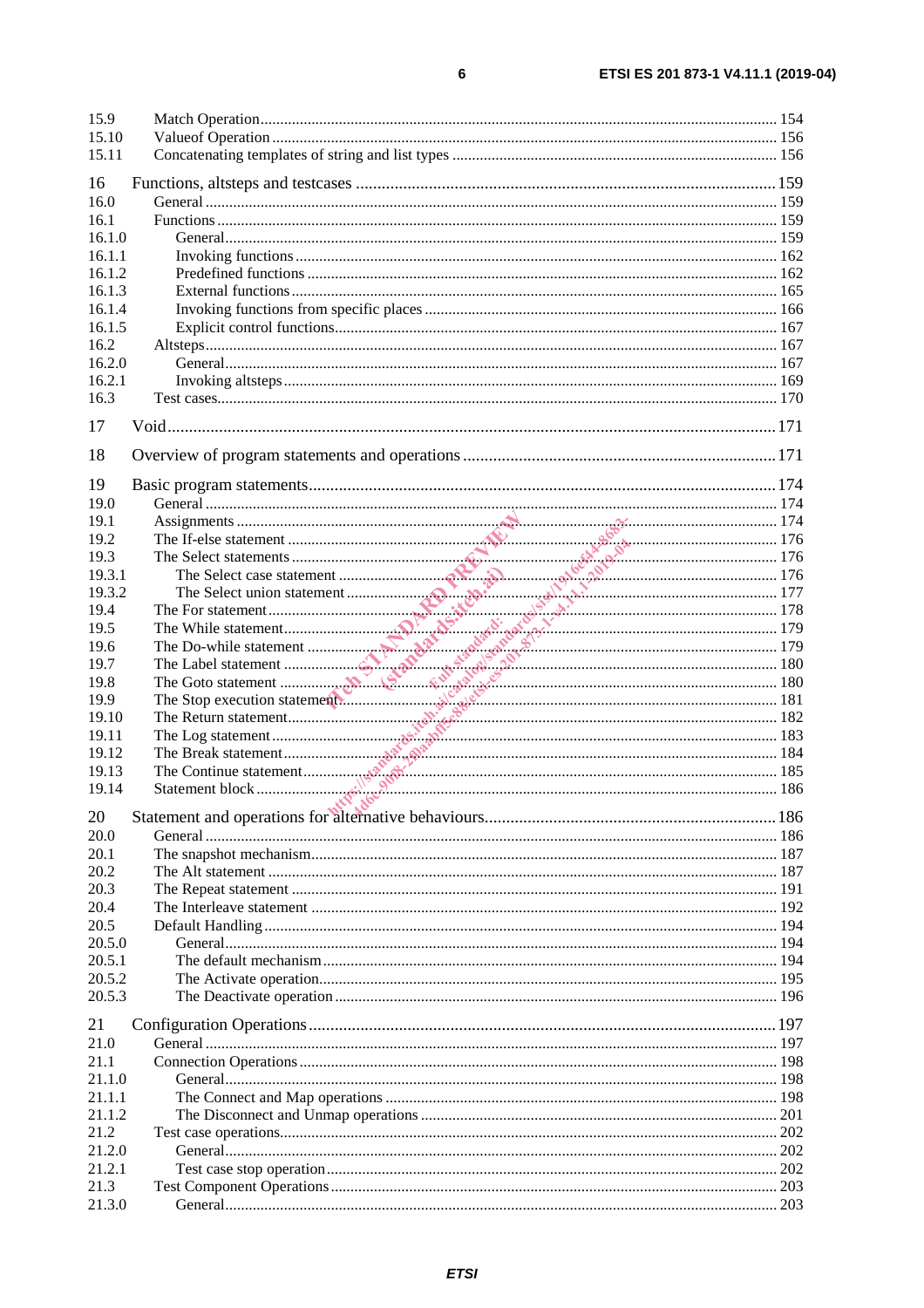15.9 Match Operation ........ 154
15.10 Valueof Operation ........ 156
15.11 Concatenating templates of string and list types ........ 156

16 Functions, altsteps and testcases ........ 159
16.0 General ........ 159
16.1 Functions ........ 159
16.1.0 General ........ 159
16.1.1 Invoking functions ........ 162
16.1.2 Predefined functions ........ 162
16.1.3 External functions ........ 165
16.1.4 Invoking functions from specific places ........ 166
16.1.5 Explicit control functions ........ 167
16.2 Altsteps ........ 167
16.2.0 General ........ 167
16.2.1 Invoking altsteps ........ 169
16.3 Test cases ........ 170

17 Void ........ 171

18 Overview of program statements and operations ........ 171

19 Basic program statements ........ 174
19.0 General ........ 174
19.1 Assignments ........ 174
19.2 The If-else statement ........ 176
19.3 The Select statements ........ 176
19.3.1 The Select case statement ........ 176
19.3.2 The Select union statement ........ 177
19.4 The For statement ........ 178
19.5 The While statement ........ 179
19.6 The Do-while statement ........ 179
19.7 The Label statement ........ 180
19.8 The Goto statement ........ 180
19.9 The Stop execution statement ........ 181
19.10 The Return statement ........ 182
19.11 The Log statement ........ 183
19.12 The Break statement ........ 184
19.13 The Continue statement ........ 185
19.14 Statement block ........ 186

20 Statement and operations for alternative behaviours ........ 186
20.0 General ........ 186
20.1 The snapshot mechanism ........ 187
20.2 The Alt statement ........ 187
20.3 The Repeat statement ........ 191
20.4 The Interleave statement ........ 192
20.5 Default Handling ........ 194
20.5.0 General ........ 194
20.5.1 The default mechanism ........ 194
20.5.2 The Activate operation ........ 195
20.5.3 The Deactivate operation ........ 196

21 Configuration Operations ........ 197
21.0 General ........ 197
21.1 Connection Operations ........ 198
21.1.0 General ........ 198
21.1.1 The Connect and Map operations ........ 198
21.1.2 The Disconnect and Unmap operations ........ 201
21.2 Test case operations ........ 202
21.2.0 General ........ 202
21.2.1 Test case stop operation ........ 202
21.3 Test Component Operations ........ 203
21.3.0 General ........ 203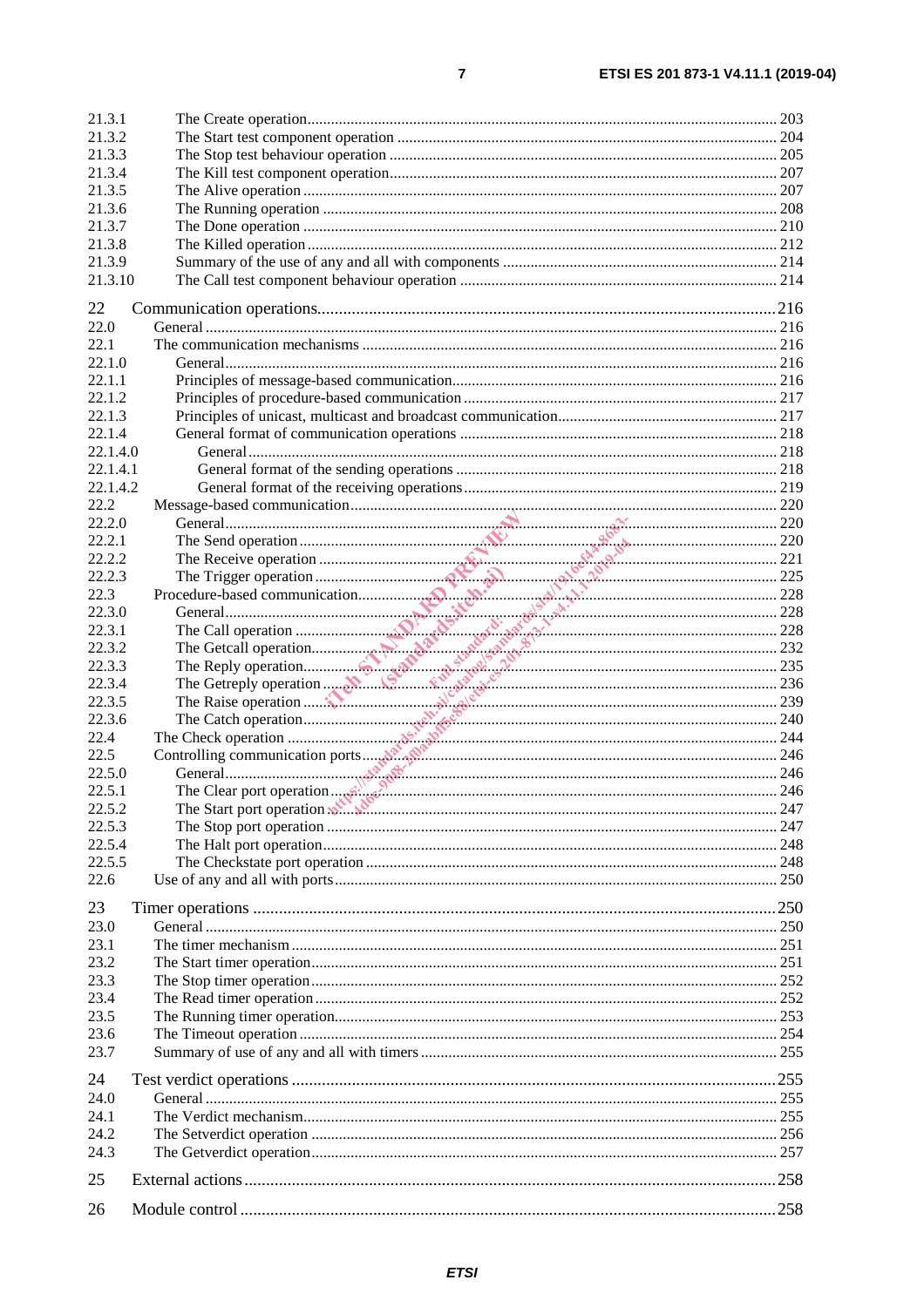21.3.1 The Create operation ........................................................................................................ 203
21.3.2 The Start test component operation ................................................................................. 204
21.3.3 The Stop test behaviour operation .................................................................................... 205
21.3.4 The Kill test component operation .................................................................................... 207
21.3.5 The Alive operation ........................................................................................................... 207
21.3.6 The Running operation ...................................................................................................... 208
21.3.7 The Done operation ........................................................................................................... 210
21.3.8 The Killed operation .......................................................................................................... 212
21.3.9 Summary of the use of any and all with components ....................................................... 214
21.3.10 The Call test component behaviour operation .................................................................. 214

22 Communication operations ................................................................................................ 216
22.0 General ................................................................................................................................ 216
22.1 The communication mechanisms ........................................................................................ 216
22.1.0 General ............................................................................................................................... 216
22.1.1 Principles of message-based communication ..................................................................... 216
22.1.2 Principles of procedure-based communication .................................................................. 217
22.1.3 Principles of unicast, multicast and broadcast communication .......................................... 217
22.1.4 General format of communication operations .................................................................... 218
22.1.4.0 General ............................................................................................................................ 218
22.1.4.1 General format of the sending operations ...................................................................... 218
22.1.4.2 General format of the receiving operations .................................................................... 219
22.2 Message-based communication ........................................................................................... 220
22.2.0 General ............................................................................................................................... 220
22.2.1 The Send operation ............................................................................................................ 220
22.2.2 The Receive operation ....................................................................................................... 221
22.2.3 The Trigger operation ........................................................................................................ 225
22.3 Procedure-based communication ......................................................................................... 228
22.3.0 General ............................................................................................................................... 228
22.3.1 The Call operation ............................................................................................................. 228
22.3.2 The Getcall operation ......................................................................................................... 232
22.3.3 The Reply operation ........................................................................................................... 235
22.3.4 The Getreply operation ...................................................................................................... 236
22.3.5 The Raise operation ........................................................................................................... 239
22.3.6 The Catch operation ........................................................................................................... 240
22.4 The Check operation ............................................................................................................ 244
22.5 Controlling communication ports ........................................................................................ 246
22.5.0 General ............................................................................................................................... 246
22.5.1 The Clear port operation ..................................................................................................... 246
22.5.2 The Start port operation ..................................................................................................... 247
22.5.3 The Stop port operation ...................................................................................................... 247
22.5.4 The Halt port operation ....................................................................................................... 248
22.5.5 The Checkstate port operation ............................................................................................ 248
22.6 Use of any and all with ports ............................................................................................... 250

23 Timer operations ................................................................................................................ 250
23.0 General ................................................................................................................................ 250
23.1 The timer mechanism .......................................................................................................... 251
23.2 The Start timer operation ..................................................................................................... 251
23.3 The Stop timer operation ..................................................................................................... 252
23.4 The Read timer operation .................................................................................................... 252
23.5 The Running timer operation ............................................................................................... 253
23.6 The Timeout operation ........................................................................................................ 254
23.7 Summary of use of any and all with timers ......................................................................... 255

24 Test verdict operations ....................................................................................................... 255
24.0 General ................................................................................................................................ 255
24.1 The Verdict mechanism ....................................................................................................... 255
24.2 The Setverdict operation ..................................................................................................... 256
24.3 The Getverdict operation ..................................................................................................... 257

25 External actions ................................................................................................................. 258

26 Module control ................................................................................................................... 258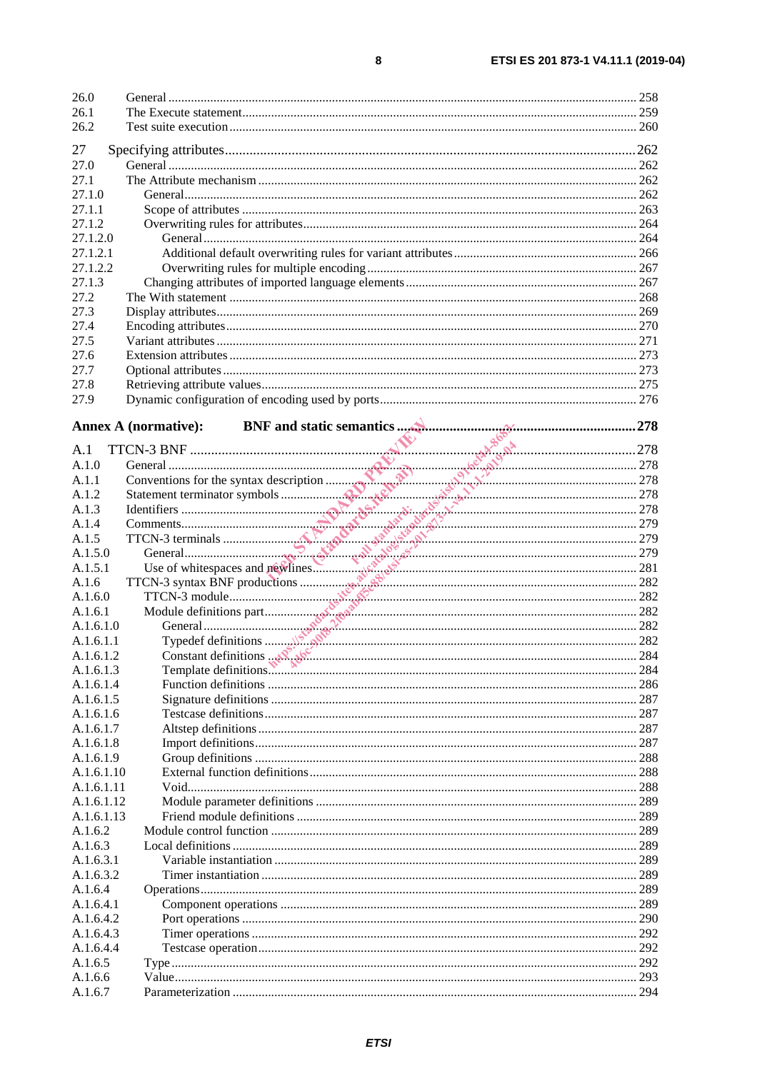26.0 General ........................................................................................................................................ 258
26.1 The Execute statement.................................................................................................................... 259
26.2 Test suite execution ......................................................................................................................... 260

27 Specifying attributes........................................................................................................................262
27.0 General ........................................................................................................................................ 262
27.1 The Attribute mechanism ................................................................................................................ 262
27.1.0 General........................................................................................................................................ 262
27.1.1 Scope of attributes ........................................................................................................................ 263
27.1.2 Overwriting rules for attributes...................................................................................................... 264
27.1.2.0 General.................................................................................................................................... 264
27.1.2.1 Additional default overwriting rules for variant attributes ....................................................... 266
27.1.2.2 Overwriting rules for multiple encoding.................................................................................. 267
27.1.3 Changing attributes of imported language elements...................................................................... 267
27.2 The With statement ........................................................................................................................ 268
27.3 Display attributes............................................................................................................................ 269
27.4 Encoding attributes.......................................................................................................................... 270
27.5 Variant attributes ............................................................................................................................ 271
27.6 Extension attributes ........................................................................................................................ 273
27.7 Optional attributes .......................................................................................................................... 273
27.8 Retrieving attribute values................................................................................................................ 275
27.9 Dynamic configuration of encoding used by ports.............................................................................. 276

**Annex A (normative): BNF and static semantics ............................................................................278**

A.1 TTCN-3 BNF ..................................................................................................................................278
A.1.0 General .......................................................................................................................................... 278
A.1.1 Conventions for the syntax description .............................................................................................. 278
A.1.2 Statement terminator symbols ........................................................................................................... 278
A.1.3 Identifiers ........................................................................................................................................ 278
A.1.4 Comments........................................................................................................................................ 279
A.1.5 TTCN-3 terminals ............................................................................................................................ 279
A.1.5.0 General........................................................................................................................................ 279
A.1.5.1 Use of whitespaces and newlines.................................................................................................... 281
A.1.6 TTCN-3 syntax BNF productions ...................................................................................................... 282
A.1.6.0 TTCN-3 module............................................................................................................................. 282
A.1.6.1 Module definitions part.................................................................................................................. 282
A.1.6.1.0 General.................................................................................................................................... 282
A.1.6.1.1 Typedef definitions .................................................................................................................. 282
A.1.6.1.2 Constant definitions ................................................................................................................. 284
A.1.6.1.3 Template definitions.................................................................................................................. 284
A.1.6.1.4 Function definitions .................................................................................................................. 286
A.1.6.1.5 Signature definitions ................................................................................................................. 287
A.1.6.1.6 Testcase definitions.................................................................................................................. 287
A.1.6.1.7 Altstep definitions .................................................................................................................... 287
A.1.6.1.8 Import definitions..................................................................................................................... 287
A.1.6.1.9 Group definitions ..................................................................................................................... 288
A.1.6.1.10 External function definitions.................................................................................................... 288
A.1.6.1.11 Void.......................................................................................................................................... 288
A.1.6.1.12 Module parameter definitions .................................................................................................. 289
A.1.6.1.13 Friend module definitions ........................................................................................................ 289
A.1.6.2 Module control function ................................................................................................................ 289
A.1.6.3 Local definitions ............................................................................................................................ 289
A.1.6.3.1 Variable instantiation ............................................................................................................... 289
A.1.6.3.2 Timer instantiation ................................................................................................................... 289
A.1.6.4 Operations...................................................................................................................................... 289
A.1.6.4.1 Component operations ............................................................................................................. 289
A.1.6.4.2 Port operations ......................................................................................................................... 290
A.1.6.4.3 Timer operations ...................................................................................................................... 292
A.1.6.4.4 Testcase operation.................................................................................................................... 292
A.1.6.5 Type ............................................................................................................................................... 292
A.1.6.6 Value.............................................................................................................................................. 293
A.1.6.7 Parameterization ............................................................................................................................ 294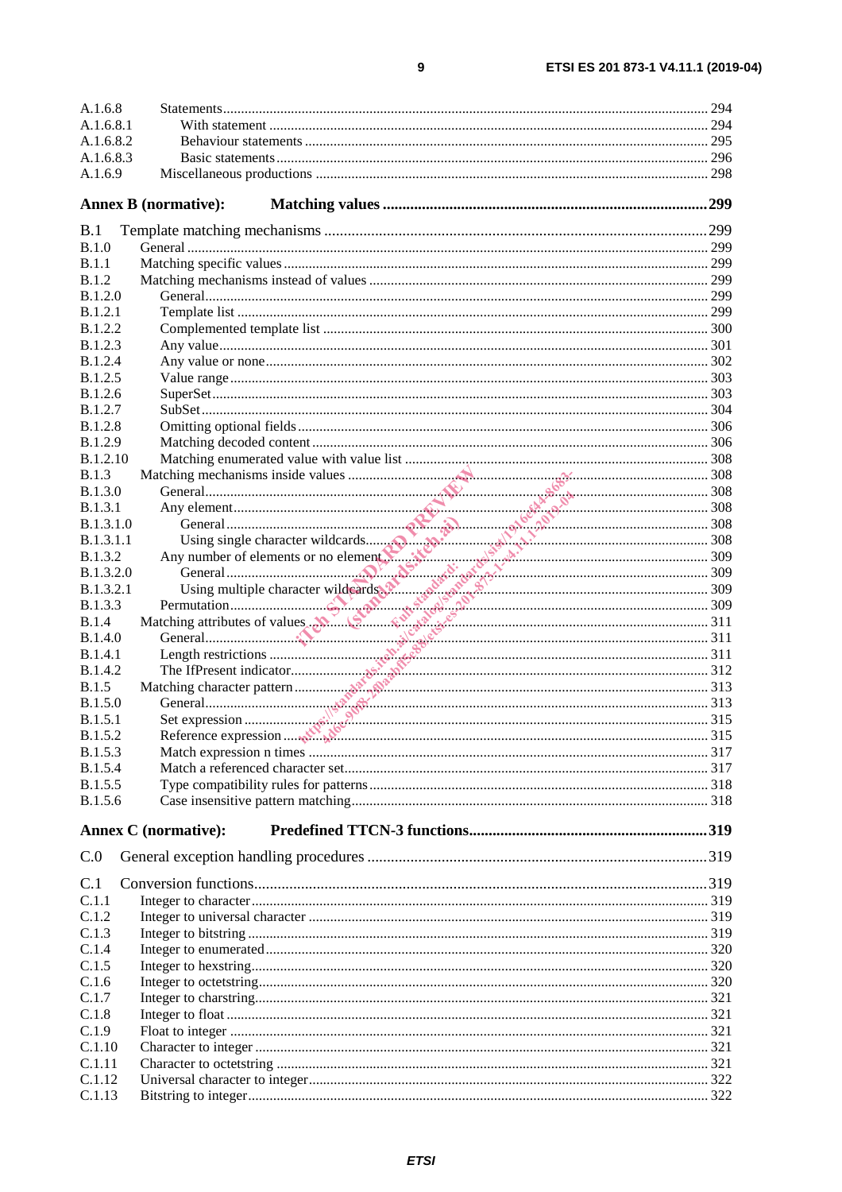A.1.6.8 Statements ........................................................................................................................ 294
A.1.6.8.1 With statement .......................................................................................................... 294
A.1.6.8.2 Behaviour statements ................................................................................................ 295
A.1.6.8.3 Basic statements ........................................................................................................ 296
A.1.6.9 Miscellaneous productions ............................................................................................. 298

**Annex B (normative): Matching values ..................................................................................299**

B.1 Template matching mechanisms ...................................................................................299
B.1.0 General ................................................................................................................... 299
B.1.1 Matching specific values ........................................................................................... 299
B.1.2 Matching mechanisms instead of values ..................................................................... 299
B.1.2.0 General.................................................................................................................. 299
B.1.2.1 Template list .......................................................................................................... 299
B.1.2.2 Complemented template list .................................................................................... 300
B.1.2.3 Any value............................................................................................................... 301
B.1.2.4 Any value or none................................................................................................... 302
B.1.2.5 Value range ............................................................................................................ 303
B.1.2.6 SuperSet................................................................................................................. 303
B.1.2.7 SubSet.................................................................................................................... 304
B.1.2.8 Omitting optional fields .......................................................................................... 306
B.1.2.9 Matching decoded content ....................................................................................... 306
B.1.2.10 Matching enumerated value with value list ............................................................... 308
B.1.3 Matching mechanisms inside values .......................................................................... 308
B.1.3.0 General.................................................................................................................. 308
B.1.3.1 Any element............................................................................................................ 308
B.1.3.1.0 General.................................................................................................................. 308
B.1.3.1.1 Using single character wildcards.............................................................................. 308
B.1.3.2 Any number of elements or no element...................................................................... 309
B.1.3.2.0 General.................................................................................................................. 309
B.1.3.2.1 Using multiple character wildcards........................................................................... 309
B.1.3.3 Permutation............................................................................................................. 309
B.1.4 Matching attributes of values ..................................................................................... 311
B.1.4.0 General.................................................................................................................. 311
B.1.4.1 Length restrictions ................................................................................................... 311
B.1.4.2 The IfPresent indicator............................................................................................. 312
B.1.5 Matching character pattern ........................................................................................ 313
B.1.5.0 General.................................................................................................................. 313
B.1.5.1 Set expression ......................................................................................................... 315
B.1.5.2 Reference expression ............................................................................................... 315
B.1.5.3 Match expression n times ......................................................................................... 317
B.1.5.4 Match a referenced character set................................................................................ 317
B.1.5.5 Type compatibility rules for patterns ......................................................................... 318
B.1.5.6 Case insensitive pattern matching.............................................................................. 318

**Annex C (normative): Predefined TTCN-3 functions............................................................319**

C.0 General exception handling procedures ........................................................................319

C.1 Conversion functions...................................................................................................319
C.1.1 Integer to character...................................................................................................... 319
C.1.2 Integer to universal character ...................................................................................... 319
C.1.3 Integer to bitstring ...................................................................................................... 319
C.1.4 Integer to enumerated.................................................................................................. 320
C.1.5 Integer to hexstring..................................................................................................... 320
C.1.6 Integer to octetstring................................................................................................... 320
C.1.7 Integer to charstring.................................................................................................... 321
C.1.8 Integer to float ........................................................................................................... 321
C.1.9 Float to integer ........................................................................................................... 321
C.1.10 Character to integer .................................................................................................... 321
C.1.11 Character to octetstring .............................................................................................. 321
C.1.12 Universal character to integer...................................................................................... 322
C.1.13 Bitstring to integer...................................................................................................... 322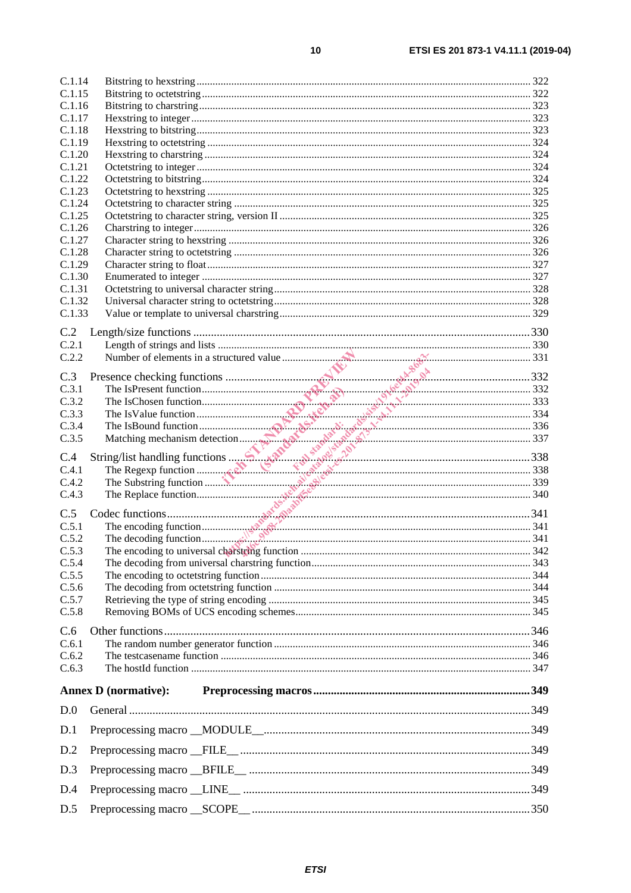C.1.14 Bitstring to hexstring ... 322
C.1.15 Bitstring to octetstring ... 322
C.1.16 Bitstring to charstring ... 323
C.1.17 Hexstring to integer ... 323
C.1.18 Hexstring to bitstring ... 323
C.1.19 Hexstring to octetstring ... 324
C.1.20 Hexstring to charstring ... 324
C.1.21 Octetstring to integer ... 324
C.1.22 Octetstring to bitstring ... 324
C.1.23 Octetstring to hexstring ... 325
C.1.24 Octetstring to character string ... 325
C.1.25 Octetstring to character string, version II ... 325
C.1.26 Charstring to integer ... 326
C.1.27 Character string to hexstring ... 326
C.1.28 Character string to octetstring ... 326
C.1.29 Character string to float ... 327
C.1.30 Enumerated to integer ... 327
C.1.31 Octetstring to universal character string ... 328
C.1.32 Universal character string to octetstring ... 328
C.1.33 Value or template to universal charstring ... 329

C.2 Length/size functions ... 330
C.2.1 Length of strings and lists ... 330
C.2.2 Number of elements in a structured value ... 331

C.3 Presence checking functions ... 332
C.3.1 The IsPresent function ... 332
C.3.2 The IsChosen function ... 333
C.3.3 The IsValue function ... 334
C.3.4 The IsBound function ... 336
C.3.5 Matching mechanism detection ... 337

C.4 String/list handling functions ... 338
C.4.1 The Regexp function ... 338
C.4.2 The Substring function ... 339
C.4.3 The Replace function ... 340

C.5 Codec functions ... 341
C.5.1 The encoding function ... 341
C.5.2 The decoding function ... 341
C.5.3 The encoding to universal charstring function ... 342
C.5.4 The decoding from universal charstring function ... 343
C.5.5 The encoding to octetstring function ... 344
C.5.6 The decoding from octetstring function ... 344
C.5.7 Retrieving the type of string encoding ... 345
C.5.8 Removing BOMs of UCS encoding schemes ... 345

C.6 Other functions ... 346
C.6.1 The random number generator function ... 346
C.6.2 The testcasename function ... 346
C.6.3 The hostId function ... 347

**Annex D (normative): Preprocessing macros ... 349**

D.0 General ... 349

D.1 Preprocessing macro __MODULE__ ... 349

D.2 Preprocessing macro __FILE__ ... 349

D.3 Preprocessing macro __BFILE__ ... 349

D.4 Preprocessing macro __LINE__ ... 349

D.5 Preprocessing macro __SCOPE__ ... 350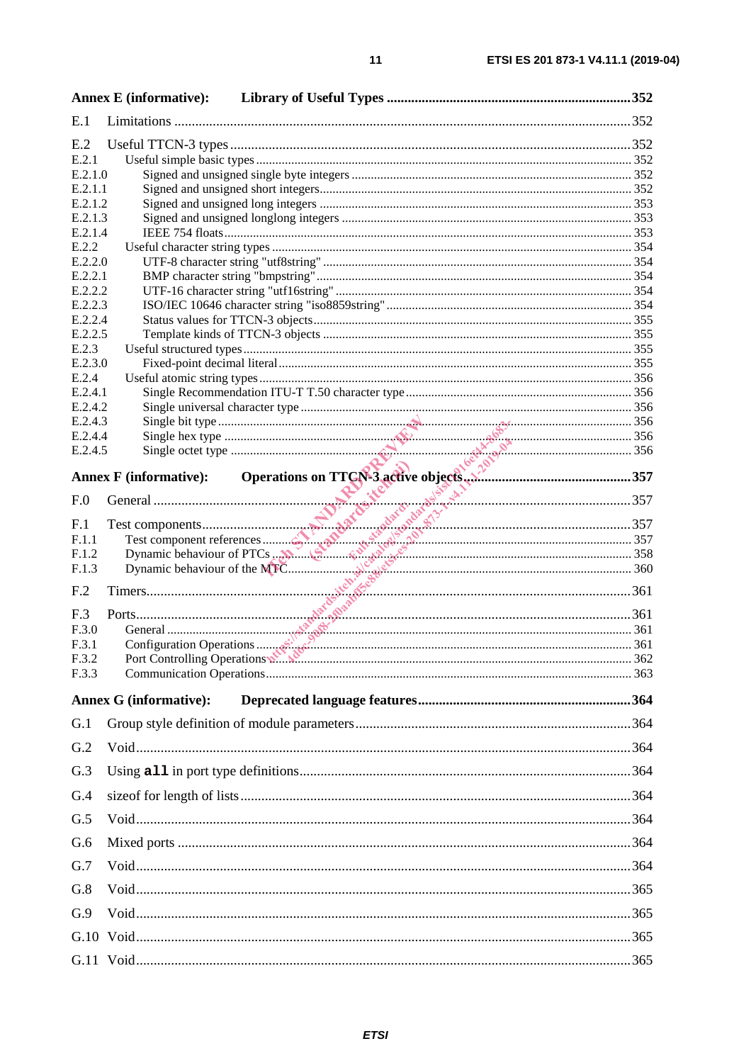**Annex E (informative): Library of Useful Types** ..... 352

E.1 Limitations ..... 352

E.2 Useful TTCN-3 types ..... 352
E.2.1 Useful simple basic types ..... 352
E.2.1.0 Signed and unsigned single byte integers ..... 352
E.2.1.1 Signed and unsigned short integers ..... 352
E.2.1.2 Signed and unsigned long integers ..... 353
E.2.1.3 Signed and unsigned longlong integers ..... 353
E.2.1.4 IEEE 754 floats ..... 353
E.2.2 Useful character string types ..... 354
E.2.2.0 UTF-8 character string "utf8string" ..... 354
E.2.2.1 BMP character string "bmpstring" ..... 354
E.2.2.2 UTF-16 character string "utf16string" ..... 354
E.2.2.3 ISO/IEC 10646 character string "iso8859string" ..... 354
E.2.2.4 Status values for TTCN-3 objects ..... 355
E.2.2.5 Template kinds of TTCN-3 objects ..... 355
E.2.3 Useful structured types ..... 355
E.2.3.0 Fixed-point decimal literal ..... 355
E.2.4 Useful atomic string types ..... 356
E.2.4.1 Single Recommendation ITU-T T.50 character type ..... 356
E.2.4.2 Single universal character type ..... 356
E.2.4.3 Single bit type ..... 356
E.2.4.4 Single hex type ..... 356
E.2.4.5 Single octet type ..... 356

**Annex F (informative): Operations on TTCN-3 active objects** ..... 357

F.0 General ..... 357

F.1 Test components ..... 357
F.1.1 Test component references ..... 357
F.1.2 Dynamic behaviour of PTCs ..... 358
F.1.3 Dynamic behaviour of the MTC ..... 360

F.2 Timers ..... 361

F.3 Ports ..... 361
F.3.0 General ..... 361
F.3.1 Configuration Operations ..... 361
F.3.2 Port Controlling Operations ..... 362
F.3.3 Communication Operations ..... 363

**Annex G (informative): Deprecated language features** ..... 364

G.1 Group style definition of module parameters ..... 364

G.2 Void ..... 364

G.3 Using `all` in port type definitions ..... 364

G.4 sizeof for length of lists ..... 364

G.5 Void ..... 364

G.6 Mixed ports ..... 364

G.7 Void ..... 364

G.8 Void ..... 365

G.9 Void ..... 365

G.10 Void ..... 365

G.11 Void ..... 365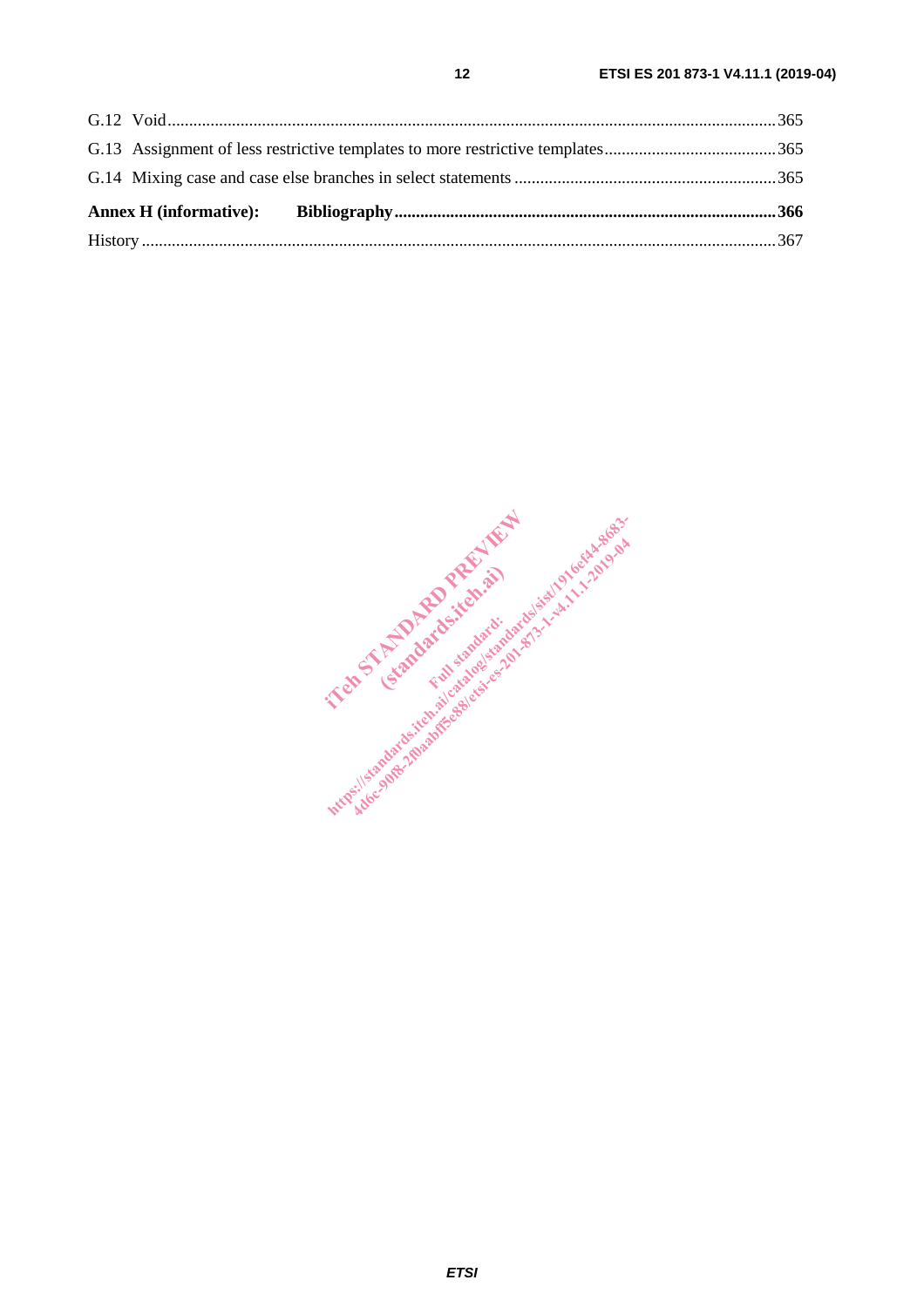G.12 Void...............................................................................................................................................365

G.13 Assignment of less restrictive templates to more restrictive templates........................................365

G.14 Mixing case and case else branches in select statements .............................................................365

**Annex H (informative): Bibliography........................................................................................366**

History ....................................................................................................................................................367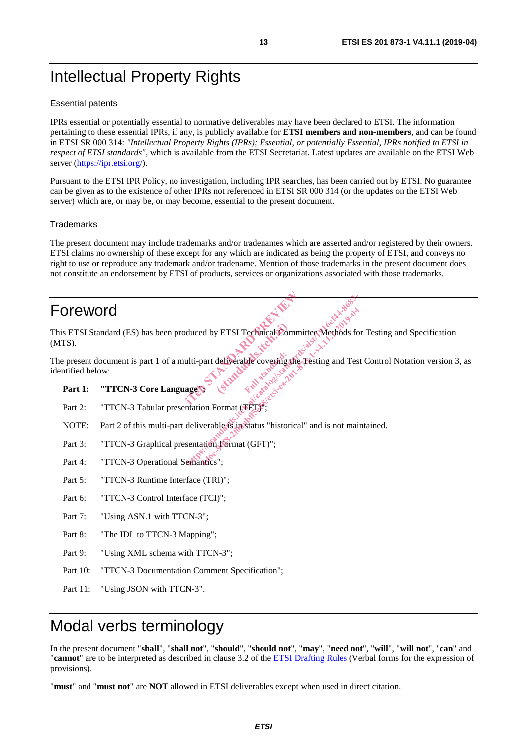# Intellectual Property Rights

Essential patents

IPRs essential or potentially essential to normative deliverables may have been declared to ETSI. The information pertaining to these essential IPRs, if any, is publicly available for **ETSI members and non-members**, and can be found in ETSI SR 000 314: *"Intellectual Property Rights (IPRs); Essential, or potentially Essential, IPRs notified to ETSI in respect of ETSI standards"*, which is available from the ETSI Secretariat. Latest updates are available on the ETSI Web server (https://ipr.etsi.org/).

Pursuant to the ETSI IPR Policy, no investigation, including IPR searches, has been carried out by ETSI. No guarantee can be given as to the existence of other IPRs not referenced in ETSI SR 000 314 (or the updates on the ETSI Web server) which are, or may be, or may become, essential to the present document.

Trademarks

The present document may include trademarks and/or tradenames which are asserted and/or registered by their owners. ETSI claims no ownership of these except for any which are indicated as being the property of ETSI, and conveys no right to use or reproduce any trademark and/or tradename. Mention of those trademarks in the present document does not constitute an endorsement by ETSI of products, services or organizations associated with those trademarks.

# Foreword

This ETSI Standard (ES) has been produced by ETSI Technical Committee Methods for Testing and Specification (MTS).

The present document is part 1 of a multi-part deliverable covering the Testing and Test Control Notation version 3, as identified below:

**Part 1: "TTCN-3 Core Language";**

Part 2: "TTCN-3 Tabular presentation Format (TFT)";

NOTE: Part 2 of this multi-part deliverable is in status "historical" and is not maintained.

Part 3: "TTCN-3 Graphical presentation Format (GFT)";

Part 4: "TTCN-3 Operational Semantics";

Part 5: "TTCN-3 Runtime Interface (TRI)";

Part 6: "TTCN-3 Control Interface (TCI)";

Part 7: "Using ASN.1 with TTCN-3";

Part 8: "The IDL to TTCN-3 Mapping";

Part 9: "Using XML schema with TTCN-3";

Part 10: "TTCN-3 Documentation Comment Specification";

Part 11: "Using JSON with TTCN-3".

# Modal verbs terminology

In the present document "**shall**", "**shall not**", "**should**", "**should not**", "**may**", "**need not**", "**will**", "**will not**", "**can**" and "**cannot**" are to be interpreted as described in clause 3.2 of the ETSI Drafting Rules (Verbal forms for the expression of provisions).

"**must**" and "**must not**" are **NOT** allowed in ETSI deliverables except when used in direct citation.